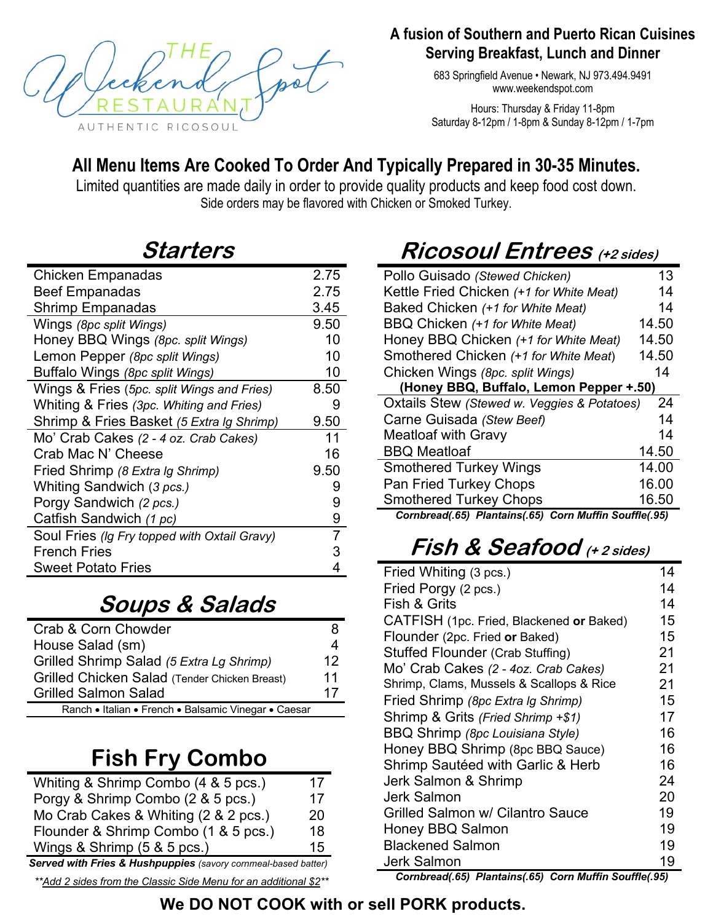# THE Weekend Spot RESTAURANT

AUTHENTIC RICOSOUL

**A fusion of Southern and Puerto Rican Cuisines**
**Serving Breakfast, Lunch and Dinner**

683 Springfield Avenue • Newark, NJ 973.494.9491
www.weekendspot.com

Hours: Thursday & Friday 11-8pm
Saturday 8-12pm / 1-8pm & Sunday 8-12pm / 1-7pm

## All Menu Items Are Cooked To Order And Typically Prepared in 30-35 Minutes.

Limited quantities are made daily in order to provide quality products and keep food cost down.
Side orders may be flavored with Chicken or Smoked Turkey.

## Starters

| Item | Price |
|---|---|
| Chicken Empanadas | 2.75 |
| Beef Empanadas | 2.75 |
| Shrimp Empanadas | 3.45 |
| Wings *(8pc split Wings)* | 9.50 |
| Honey BBQ Wings *(8pc. split Wings)* | 10 |
| Lemon Pepper *(8pc split Wings)* | 10 |
| Buffalo Wings *(8pc split Wings)* | 10 |
| Wings & Fries (*5pc. split Wings and Fries)* | 8.50 |
| Whiting & Fries *(3pc. Whiting and Fries)* | 9 |
| Shrimp & Fries Basket *(5 Extra lg Shrimp)* | 9.50 |
| Mo' Crab Cakes *(2 - 4 oz. Crab Cakes)* | 11 |
| Crab Mac N' Cheese | 16 |
| Fried Shrimp *(8 Extra lg Shrimp)* | 9.50 |
| Whiting Sandwich (*3 pcs.)* | 9 |
| Porgy Sandwich *(2 pcs.)* | 9 |
| Catfish Sandwich *(1 pc)* | 9 |
| Soul Fries *(lg Fry topped with Oxtail Gravy)* | 7 |
| French Fries | 3 |
| Sweet Potato Fries | 4 |

## Soups & Salads

| Item | Price |
|---|---|
| Crab & Corn Chowder | 8 |
| House Salad (sm) | 4 |
| Grilled Shrimp Salad *(5 Extra Lg Shrimp)* | 12 |
| Grilled Chicken Salad (Tender Chicken Breast) | 11 |
| Grilled Salmon Salad | 17 |

Ranch • Italian • French • Balsamic Vinegar • Caesar

## Fish Fry Combo

| Item | Price |
|---|---|
| Whiting & Shrimp Combo (4 & 5 pcs.) | 17 |
| Porgy & Shrimp Combo (2 & 5 pcs.) | 17 |
| Mo Crab Cakes & Whiting (2 & 2 pcs.) | 20 |
| Flounder & Shrimp Combo (1 & 5 pcs.) | 18 |
| Wings & Shrimp (5 & 5 pcs.) | 15 |

***Served with Fries & Hushpuppies*** *(savory cornmeal-based batter)*

*\*\*Add 2 sides from the Classic Side Menu for an additional $2\*\**

## Ricosoul Entrees *(+2 sides)*

| Item | Price |
|---|---|
| Pollo Guisado *(Stewed Chicken)* | 13 |
| Kettle Fried Chicken *(+1 for White Meat)* | 14 |
| Baked Chicken *(+1 for White Meat)* | 14 |
| BBQ Chicken *(+1 for White Meat)* | 14.50 |
| Honey BBQ Chicken *(+1 for White Meat)* | 14.50 |
| Smothered Chicken *(+1 for White Meat)* | 14.50 |
| Chicken Wings *(8pc. split Wings)* | 14 |
| **(Honey BBQ, Buffalo, Lemon Pepper +.50)** | |
| Oxtails Stew *(Stewed w. Veggies & Potatoes)* | 24 |
| Carne Guisada *(Stew Beef)* | 14 |
| Meatloaf with Gravy | 14 |
| BBQ Meatloaf | 14.50 |
| Smothered Turkey Wings | 14.00 |
| Pan Fried Turkey Chops | 16.00 |
| Smothered Turkey Chops | 16.50 |

***Cornbread(.65) Plantains(.65) Corn Muffin Souffle(.95)***

## Fish & Seafood *(+ 2 sides)*

| Item | Price |
|---|---|
| Fried Whiting (3 pcs.) | 14 |
| Fried Porgy (2 pcs.) | 14 |
| Fish & Grits | 14 |
| CATFISH (1pc. Fried, Blackened **or** Baked) | 15 |
| Flounder (2pc. Fried **or** Baked) | 15 |
| Stuffed Flounder (Crab Stuffing) | 21 |
| Mo' Crab Cakes *(2 - 4oz. Crab Cakes)* | 21 |
| Shrimp, Clams, Mussels & Scallops & Rice | 21 |
| Fried Shrimp *(8pc Extra lg Shrimp)* | 15 |
| Shrimp & Grits *(Fried Shrimp +$1)* | 17 |
| BBQ Shrimp *(8pc Louisiana Style)* | 16 |
| Honey BBQ Shrimp (8pc BBQ Sauce) | 16 |
| Shrimp Sautéed with Garlic & Herb | 16 |
| Jerk Salmon & Shrimp | 24 |
| Jerk Salmon | 20 |
| Grilled Salmon w/ Cilantro Sauce | 19 |
| Honey BBQ Salmon | 19 |
| Blackened Salmon | 19 |
| Jerk Salmon | 19 |

***Cornbread(.65) Plantains(.65) Corn Muffin Souffle(.95)***

**We DO NOT COOK with or sell PORK products.**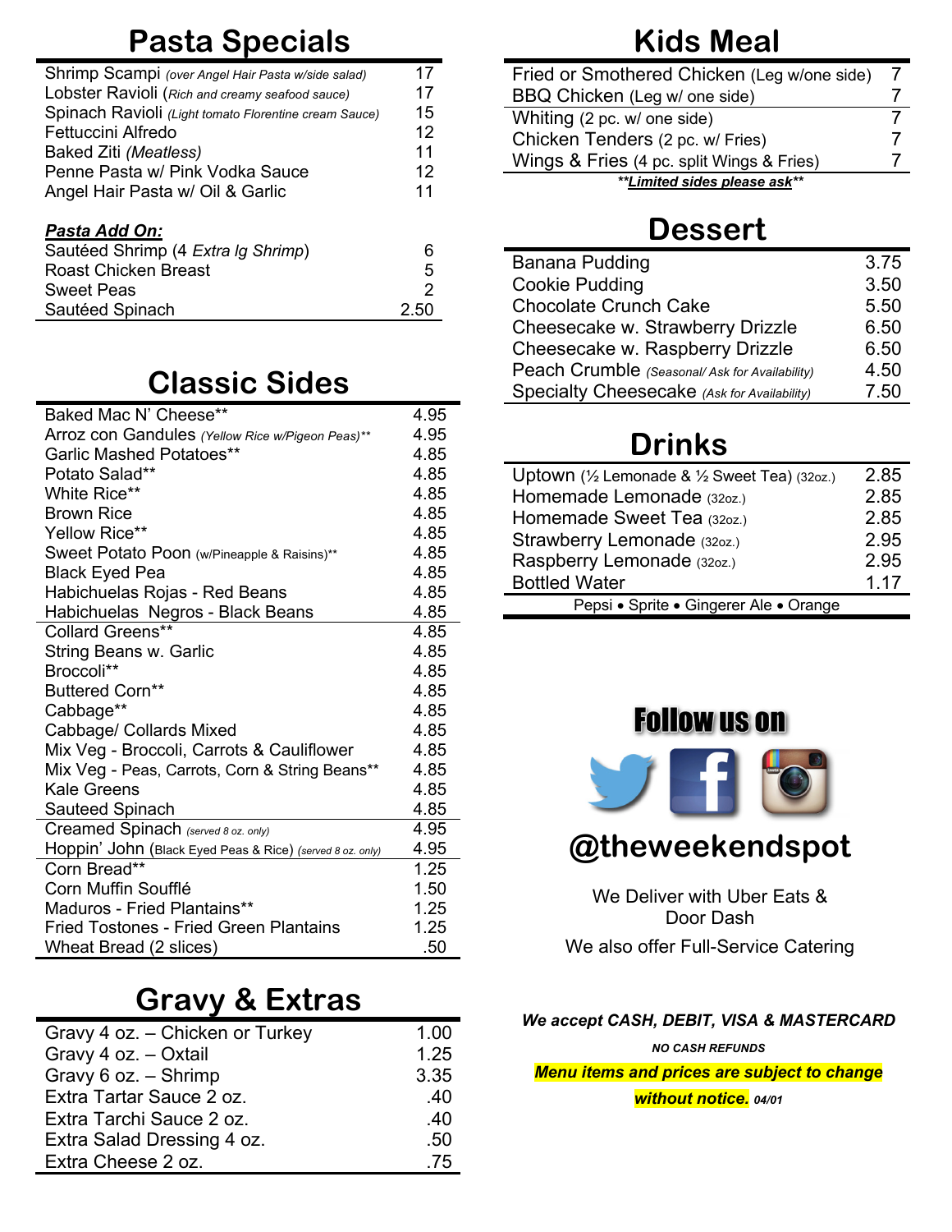## Pasta Specials

| | |
|---|---|
| Shrimp Scampi *(over Angel Hair Pasta w/side salad)* | 17 |
| Lobster Ravioli (*Rich and creamy seafood sauce)* | 17 |
| Spinach Ravioli *(Light tomato Florentine cream Sauce)* | 15 |
| Fettuccini Alfredo | 12 |
| Baked Ziti *(Meatless)* | 11 |
| Penne Pasta w/ Pink Vodka Sauce | 12 |
| Angel Hair Pasta w/ Oil & Garlic | 11 |

***Pasta Add On:***

| | |
|---|---|
| Sautéed Shrimp (4 *Extra lg Shrimp*) | 6 |
| Roast Chicken Breast | 5 |
| Sweet Peas | 2 |
| Sautéed Spinach | 2.50 |

## Classic Sides

| | |
|---|---|
| Baked Mac N' Cheese** | 4.95 |
| Arroz con Gandules *(Yellow Rice w/Pigeon Peas)*** | 4.95 |
| Garlic Mashed Potatoes** | 4.85 |
| Potato Salad** | 4.85 |
| White Rice** | 4.85 |
| Brown Rice | 4.85 |
| Yellow Rice** | 4.85 |
| Sweet Potato Poon (w/Pineapple & Raisins)** | 4.85 |
| Black Eyed Pea | 4.85 |
| Habichuelas Rojas - Red Beans | 4.85 |
| Habichuelas Negros - Black Beans | 4.85 |
| Collard Greens** | 4.85 |
| String Beans w. Garlic | 4.85 |
| Broccoli** | 4.85 |
| Buttered Corn** | 4.85 |
| Cabbage** | 4.85 |
| Cabbage/ Collards Mixed | 4.85 |
| Mix Veg - Broccoli, Carrots & Cauliflower | 4.85 |
| Mix Veg - Peas, Carrots, Corn & String Beans** | 4.85 |
| Kale Greens | 4.85 |
| Sauteed Spinach | 4.85 |
| Creamed Spinach *(served 8 oz. only)* | 4.95 |
| Hoppin' John (Black Eyed Peas & Rice) *(served 8 oz. only)* | 4.95 |
| Corn Bread** | 1.25 |
| Corn Muffin Soufflé | 1.50 |
| Maduros - Fried Plantains** | 1.25 |
| Fried Tostones - Fried Green Plantains | 1.25 |
| Wheat Bread (2 slices) | .50 |

## Gravy & Extras

| | |
|---|---|
| Gravy 4 oz. – Chicken or Turkey | 1.00 |
| Gravy 4 oz. – Oxtail | 1.25 |
| Gravy 6 oz. – Shrimp | 3.35 |
| Extra Tartar Sauce 2 oz. | .40 |
| Extra Tarchi Sauce 2 oz. | .40 |
| Extra Salad Dressing 4 oz. | .50 |
| Extra Cheese 2 oz. | .75 |

## Kids Meal

| | |
|---|---|
| Fried or Smothered Chicken (Leg w/one side) | 7 |
| BBQ Chicken (Leg w/ one side) | 7 |
| Whiting (2 pc. w/ one side) | 7 |
| Chicken Tenders (2 pc. w/ Fries) | 7 |
| Wings & Fries (4 pc. split Wings & Fries) | 7 |

***__Limited sides please ask__***

## Dessert

| | |
|---|---|
| Banana Pudding | 3.75 |
| Cookie Pudding | 3.50 |
| Chocolate Crunch Cake | 5.50 |
| Cheesecake w. Strawberry Drizzle | 6.50 |
| Cheesecake w. Raspberry Drizzle | 6.50 |
| Peach Crumble *(Seasonal/ Ask for Availability)* | 4.50 |
| Specialty Cheesecake *(Ask for Availability)* | 7.50 |

## Drinks

| | |
|---|---|
| Uptown (½ Lemonade & ½ Sweet Tea) (32oz.) | 2.85 |
| Homemade Lemonade (32oz.) | 2.85 |
| Homemade Sweet Tea (32oz.) | 2.85 |
| Strawberry Lemonade (32oz.) | 2.95 |
| Raspberry Lemonade (32oz.) | 2.95 |
| Bottled Water | 1.17 |

Pepsi • Sprite • Gingerer Ale • Orange

**Follow us on**

**@theweekendspot**

We Deliver with Uber Eats & Door Dash

We also offer Full-Service Catering

***We accept CASH, DEBIT, VISA & MASTERCARD***

***NO CASH REFUNDS***

***Menu items and prices are subject to change without notice.*** *04/01*